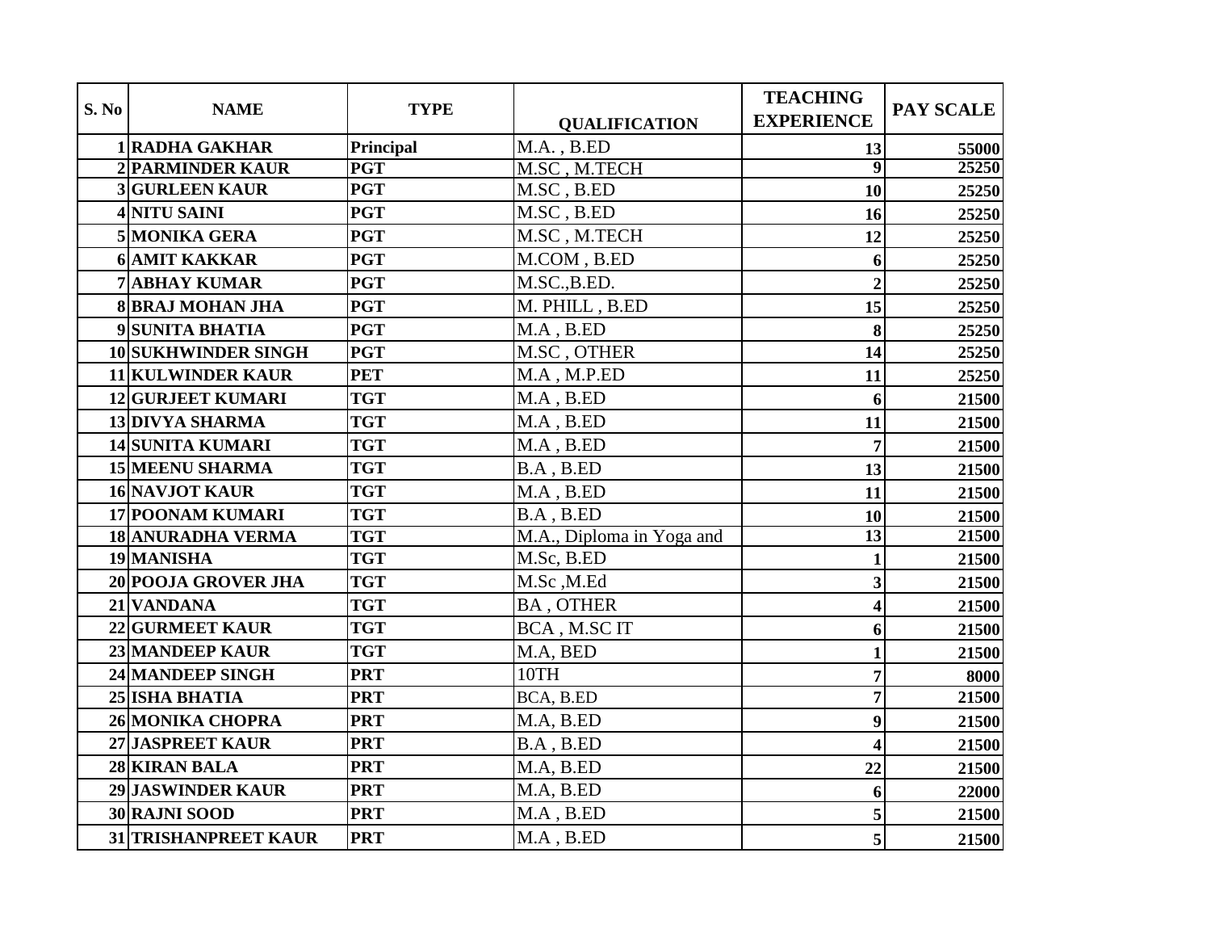| S. No | NAME | TYPE | QUALIFICATION | TEACHING EXPERIENCE | PAY SCALE |
|---|---|---|---|---|---|
| 1 | RADHA GAKHAR | Principal | M.A. , B.ED | 13 | 55000 |
| 2 | PARMINDER KAUR | PGT | M.SC , M.TECH | 9 | 25250 |
| 3 | GURLEEN KAUR | PGT | M.SC , B.ED | 10 | 25250 |
| 4 | NITU SAINI | PGT | M.SC , B.ED | 16 | 25250 |
| 5 | MONIKA GERA | PGT | M.SC , M.TECH | 12 | 25250 |
| 6 | AMIT KAKKAR | PGT | M.COM , B.ED | 6 | 25250 |
| 7 | ABHAY KUMAR | PGT | M.SC.,B.ED. | 2 | 25250 |
| 8 | BRAJ MOHAN JHA | PGT | M. PHILL , B.ED | 15 | 25250 |
| 9 | SUNITA BHATIA | PGT | M.A , B.ED | 8 | 25250 |
| 10 | SUKHWINDER SINGH | PGT | M.SC , OTHER | 14 | 25250 |
| 11 | KULWINDER KAUR | PET | M.A , M.P.ED | 11 | 25250 |
| 12 | GURJEET KUMARI | TGT | M.A , B.ED | 6 | 21500 |
| 13 | DIVYA SHARMA | TGT | M.A , B.ED | 11 | 21500 |
| 14 | SUNITA KUMARI | TGT | M.A , B.ED | 7 | 21500 |
| 15 | MEENU SHARMA | TGT | B.A , B.ED | 13 | 21500 |
| 16 | NAVJOT KAUR | TGT | M.A , B.ED | 11 | 21500 |
| 17 | POONAM KUMARI | TGT | B.A , B.ED | 10 | 21500 |
| 18 | ANURADHA VERMA | TGT | M.A., Diploma in Yoga and | 13 | 21500 |
| 19 | MANISHA | TGT | M.Sc, B.ED | 1 | 21500 |
| 20 | POOJA GROVER JHA | TGT | M.Sc ,M.Ed | 3 | 21500 |
| 21 | VANDANA | TGT | BA , OTHER | 4 | 21500 |
| 22 | GURMEET KAUR | TGT | BCA , M.SC IT | 6 | 21500 |
| 23 | MANDEEP KAUR | TGT | M.A, BED | 1 | 21500 |
| 24 | MANDEEP SINGH | PRT | 10TH | 7 | 8000 |
| 25 | ISHA BHATIA | PRT | BCA, B.ED | 7 | 21500 |
| 26 | MONIKA CHOPRA | PRT | M.A, B.ED | 9 | 21500 |
| 27 | JASPREET KAUR | PRT | B.A , B.ED | 4 | 21500 |
| 28 | KIRAN BALA | PRT | M.A, B.ED | 22 | 21500 |
| 29 | JASWINDER KAUR | PRT | M.A, B.ED | 6 | 22000 |
| 30 | RAJNI SOOD | PRT | M.A , B.ED | 5 | 21500 |
| 31 | TRISHANPREET KAUR | PRT | M.A , B.ED | 5 | 21500 |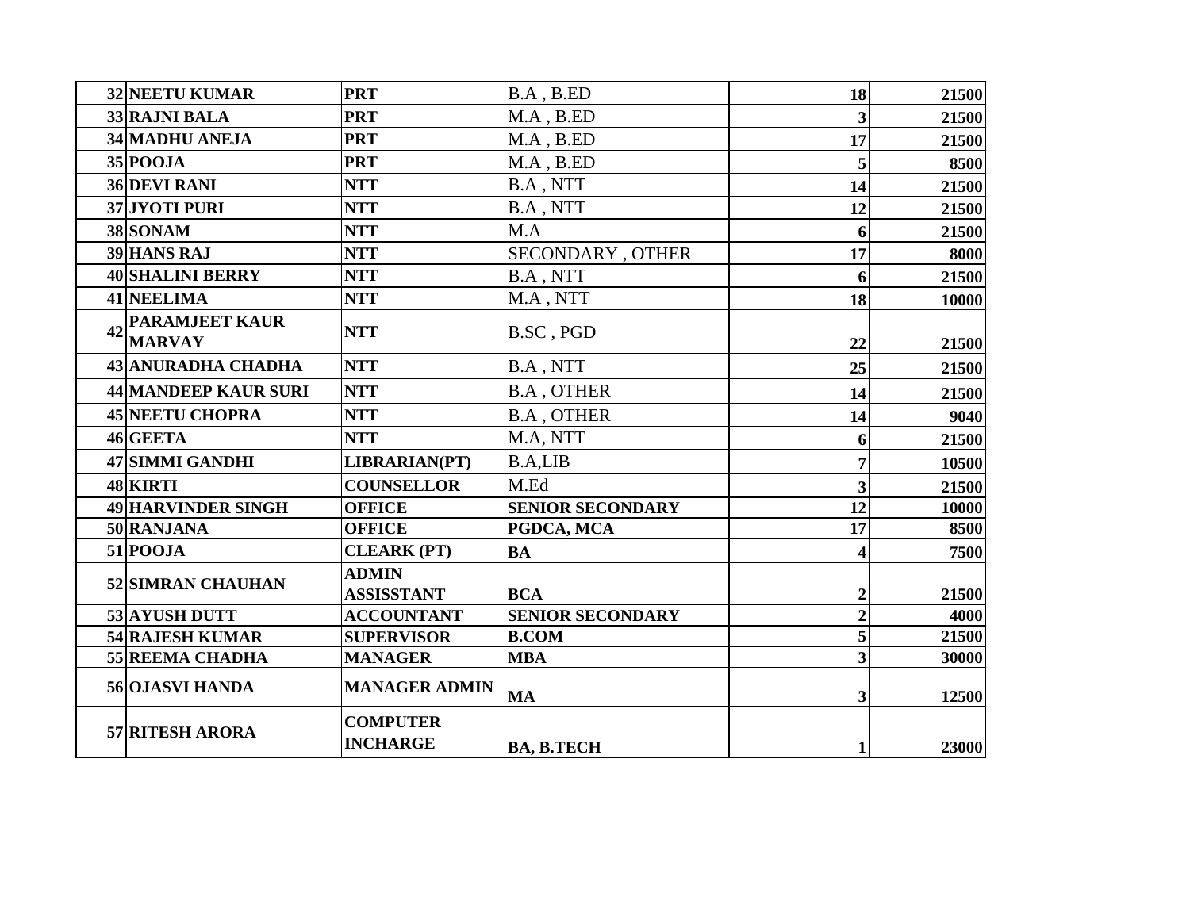| | | | | | |
|---|---|---|---|---|---|
| 32 | **NEETU KUMAR** | **PRT** | B.A , B.ED | **18** | **21500** |
| 33 | **RAJNI BALA** | **PRT** | M.A , B.ED | **3** | **21500** |
| 34 | **MADHU ANEJA** | **PRT** | M.A , B.ED | **17** | **21500** |
| 35 | **POOJA** | **PRT** | M.A , B.ED | **5** | **8500** |
| 36 | **DEVI RANI** | **NTT** | B.A , NTT | **14** | **21500** |
| 37 | **JYOTI PURI** | **NTT** | B.A , NTT | **12** | **21500** |
| 38 | **SONAM** | **NTT** | M.A | **6** | **21500** |
| 39 | **HANS RAJ** | **NTT** | SECONDARY , OTHER | **17** | **8000** |
| 40 | **SHALINI BERRY** | **NTT** | B.A , NTT | **6** | **21500** |
| 41 | **NEELIMA** | **NTT** | M.A , NTT | **18** | **10000** |
| 42 | **PARAMJEET KAUR MARVAY** | **NTT** | B.SC , PGD | **22** | **21500** |
| 43 | **ANURADHA CHADHA** | **NTT** | B.A , NTT | **25** | **21500** |
| 44 | **MANDEEP KAUR SURI** | **NTT** | B.A , OTHER | **14** | **21500** |
| 45 | **NEETU CHOPRA** | **NTT** | B.A , OTHER | **14** | **9040** |
| 46 | **GEETA** | **NTT** | M.A, NTT | **6** | **21500** |
| 47 | **SIMMI GANDHI** | **LIBRARIAN(PT)** | B.A,LIB | **7** | **10500** |
| 48 | **KIRTI** | **COUNSELLOR** | M.Ed | **3** | **21500** |
| 49 | **HARVINDER SINGH** | **OFFICE** | **SENIOR SECONDARY** | **12** | **10000** |
| 50 | **RANJANA** | **OFFICE** | **PGDCA, MCA** | **17** | **8500** |
| 51 | **POOJA** | **CLEARK (PT)** | **BA** | **4** | **7500** |
| 52 | **SIMRAN CHAUHAN** | **ADMIN ASSISSTANT** | **BCA** | **2** | **21500** |
| 53 | **AYUSH DUTT** | **ACCOUNTANT** | **SENIOR SECONDARY** | **2** | **4000** |
| 54 | **RAJESH KUMAR** | **SUPERVISOR** | **B.COM** | **5** | **21500** |
| 55 | **REEMA CHADHA** | **MANAGER** | **MBA** | **3** | **30000** |
| 56 | **OJASVI HANDA** | **MANAGER ADMIN** | **MA** | **3** | **12500** |
| 57 | **RITESH ARORA** | **COMPUTER INCHARGE** | **BA, B.TECH** | **1** | **23000** |